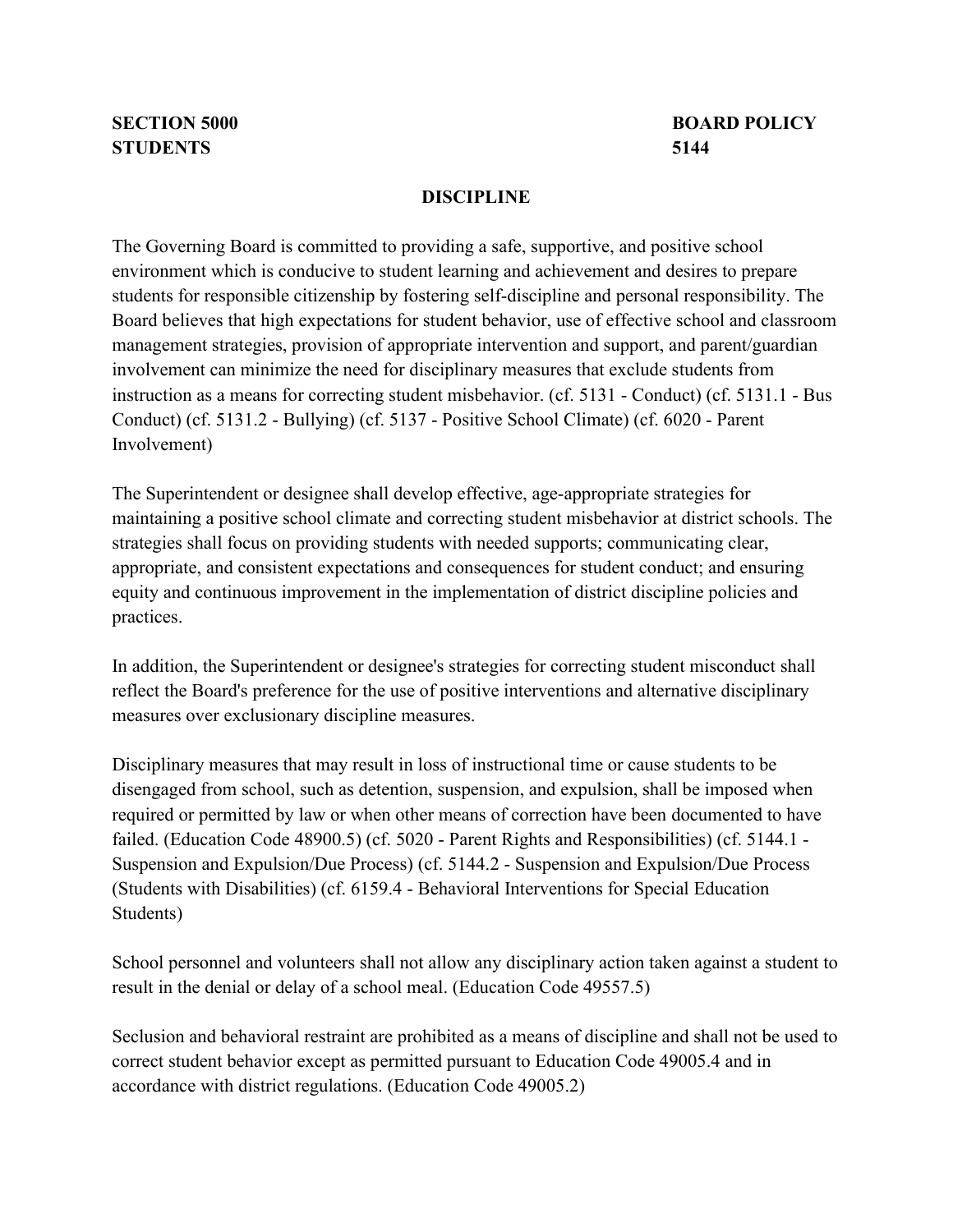**SECTION 5000** **BOARD POLICY**
**STUDENTS** **5144**

# DISCIPLINE

The Governing Board is committed to providing a safe, supportive, and positive school environment which is conducive to student learning and achievement and desires to prepare students for responsible citizenship by fostering self-discipline and personal responsibility. The Board believes that high expectations for student behavior, use of effective school and classroom management strategies, provision of appropriate intervention and support, and parent/guardian involvement can minimize the need for disciplinary measures that exclude students from instruction as a means for correcting student misbehavior. (cf. 5131 - Conduct) (cf. 5131.1 - Bus Conduct) (cf. 5131.2 - Bullying) (cf. 5137 - Positive School Climate) (cf. 6020 - Parent Involvement)

The Superintendent or designee shall develop effective, age-appropriate strategies for maintaining a positive school climate and correcting student misbehavior at district schools. The strategies shall focus on providing students with needed supports; communicating clear, appropriate, and consistent expectations and consequences for student conduct; and ensuring equity and continuous improvement in the implementation of district discipline policies and practices.

In addition, the Superintendent or designee's strategies for correcting student misconduct shall reflect the Board's preference for the use of positive interventions and alternative disciplinary measures over exclusionary discipline measures.

Disciplinary measures that may result in loss of instructional time or cause students to be disengaged from school, such as detention, suspension, and expulsion, shall be imposed when required or permitted by law or when other means of correction have been documented to have failed. (Education Code 48900.5) (cf. 5020 - Parent Rights and Responsibilities) (cf. 5144.1 - Suspension and Expulsion/Due Process) (cf. 5144.2 - Suspension and Expulsion/Due Process (Students with Disabilities) (cf. 6159.4 - Behavioral Interventions for Special Education Students)

School personnel and volunteers shall not allow any disciplinary action taken against a student to result in the denial or delay of a school meal. (Education Code 49557.5)

Seclusion and behavioral restraint are prohibited as a means of discipline and shall not be used to correct student behavior except as permitted pursuant to Education Code 49005.4 and in accordance with district regulations. (Education Code 49005.2)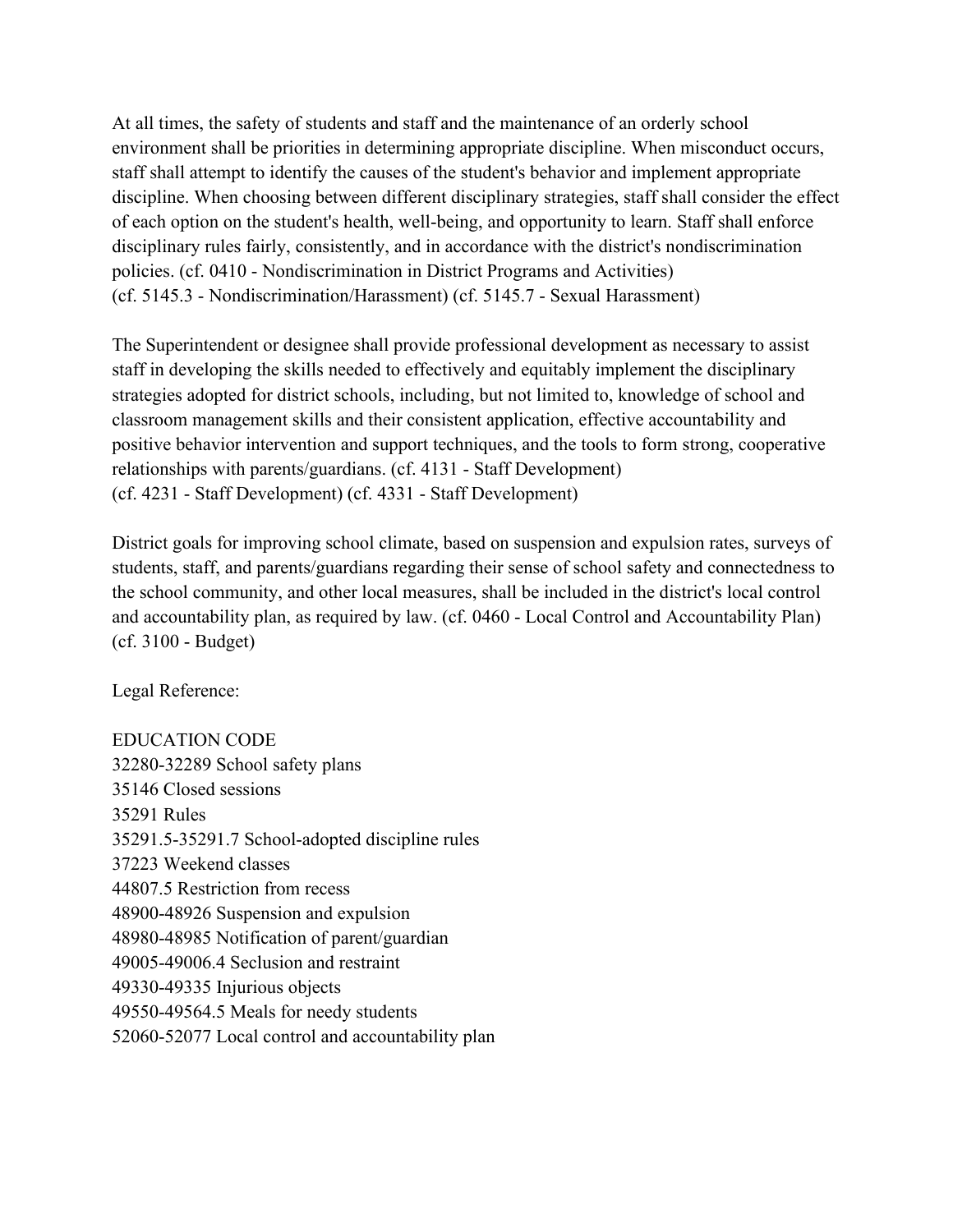At all times, the safety of students and staff and the maintenance of an orderly school environment shall be priorities in determining appropriate discipline. When misconduct occurs, staff shall attempt to identify the causes of the student's behavior and implement appropriate discipline. When choosing between different disciplinary strategies, staff shall consider the effect of each option on the student's health, well-being, and opportunity to learn. Staff shall enforce disciplinary rules fairly, consistently, and in accordance with the district's nondiscrimination policies. (cf. 0410 - Nondiscrimination in District Programs and Activities)
(cf. 5145.3 - Nondiscrimination/Harassment) (cf. 5145.7 - Sexual Harassment)

The Superintendent or designee shall provide professional development as necessary to assist staff in developing the skills needed to effectively and equitably implement the disciplinary strategies adopted for district schools, including, but not limited to, knowledge of school and classroom management skills and their consistent application, effective accountability and positive behavior intervention and support techniques, and the tools to form strong, cooperative relationships with parents/guardians. (cf. 4131 - Staff Development)
(cf. 4231 - Staff Development) (cf. 4331 - Staff Development)

District goals for improving school climate, based on suspension and expulsion rates, surveys of students, staff, and parents/guardians regarding their sense of school safety and connectedness to the school community, and other local measures, shall be included in the district's local control and accountability plan, as required by law. (cf. 0460 - Local Control and Accountability Plan)
(cf. 3100 - Budget)

Legal Reference:

EDUCATION CODE
32280-32289 School safety plans
35146 Closed sessions
35291 Rules
35291.5-35291.7 School-adopted discipline rules
37223 Weekend classes
44807.5 Restriction from recess
48900-48926 Suspension and expulsion
48980-48985 Notification of parent/guardian
49005-49006.4 Seclusion and restraint
49330-49335 Injurious objects
49550-49564.5 Meals for needy students
52060-52077 Local control and accountability plan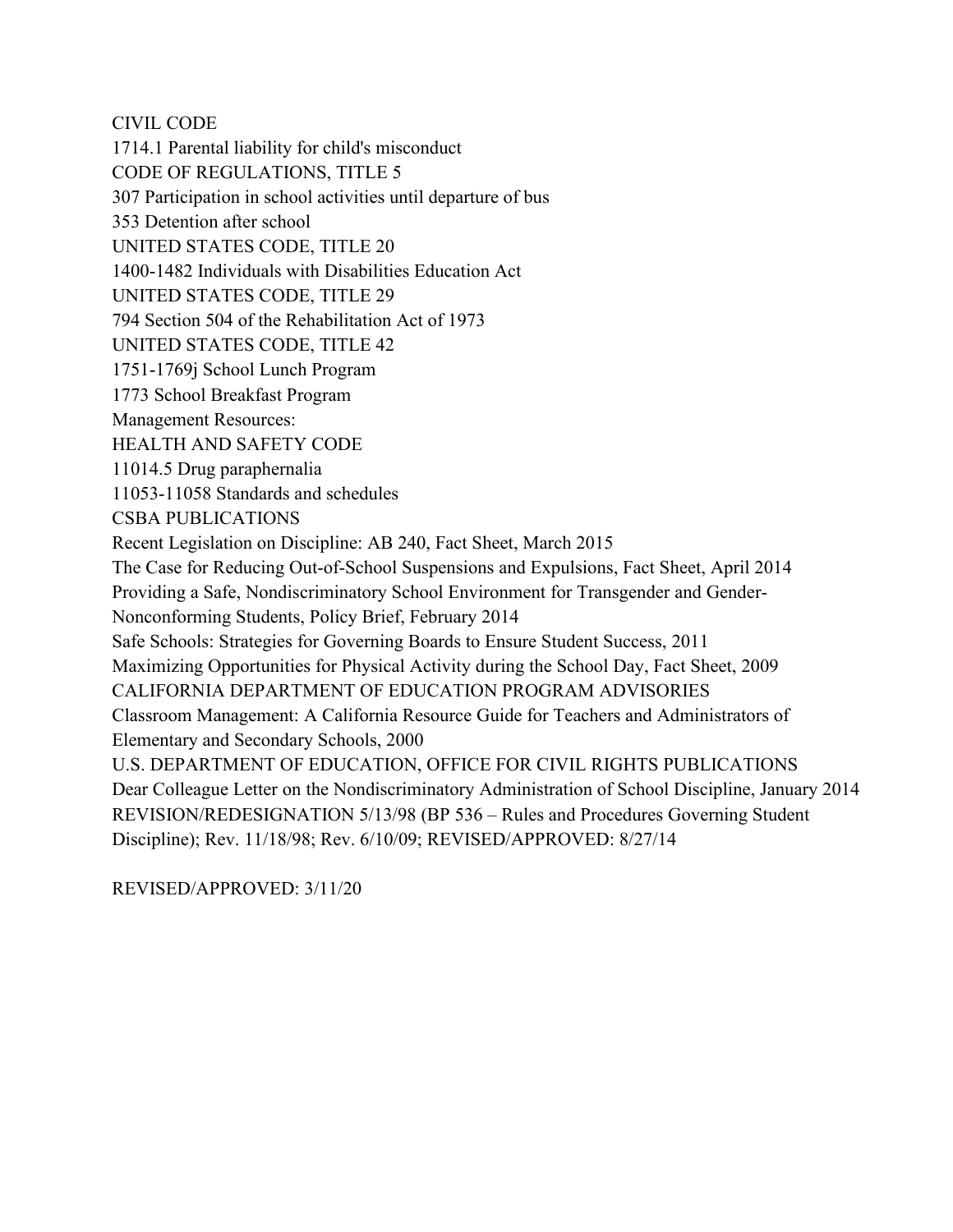CIVIL CODE

1714.1 Parental liability for child's misconduct

CODE OF REGULATIONS, TITLE 5

307 Participation in school activities until departure of bus

353 Detention after school

UNITED STATES CODE, TITLE 20

1400-1482 Individuals with Disabilities Education Act

UNITED STATES CODE, TITLE 29

794 Section 504 of the Rehabilitation Act of 1973

UNITED STATES CODE, TITLE 42

1751-1769j School Lunch Program

1773 School Breakfast Program

Management Resources:

HEALTH AND SAFETY CODE

11014.5 Drug paraphernalia

11053-11058 Standards and schedules

CSBA PUBLICATIONS

Recent Legislation on Discipline: AB 240, Fact Sheet, March 2015

The Case for Reducing Out-of-School Suspensions and Expulsions, Fact Sheet, April 2014

Providing a Safe, Nondiscriminatory School Environment for Transgender and Gender-Nonconforming Students, Policy Brief, February 2014

Safe Schools: Strategies for Governing Boards to Ensure Student Success, 2011

Maximizing Opportunities for Physical Activity during the School Day, Fact Sheet, 2009

CALIFORNIA DEPARTMENT OF EDUCATION PROGRAM ADVISORIES

Classroom Management: A California Resource Guide for Teachers and Administrators of Elementary and Secondary Schools, 2000

U.S. DEPARTMENT OF EDUCATION, OFFICE FOR CIVIL RIGHTS PUBLICATIONS

Dear Colleague Letter on the Nondiscriminatory Administration of School Discipline, January 2014

REVISION/REDESIGNATION 5/13/98 (BP 536 – Rules and Procedures Governing Student Discipline); Rev. 11/18/98; Rev. 6/10/09; REVISED/APPROVED: 8/27/14

REVISED/APPROVED: 3/11/20